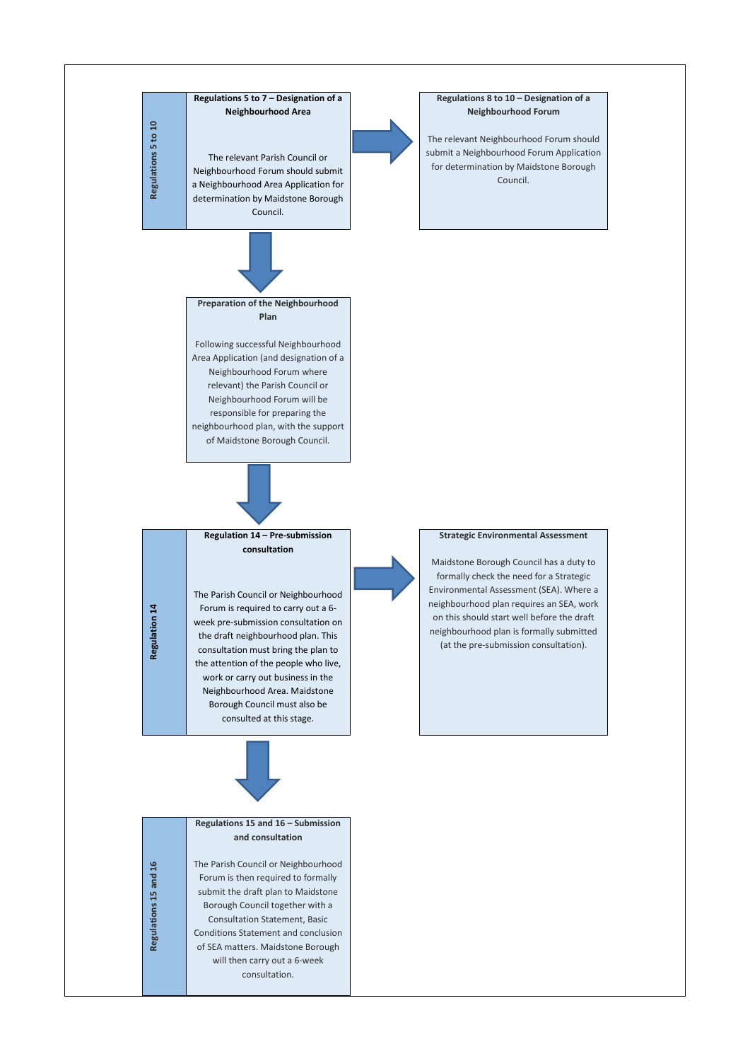**Regulations 5 to 10**

**Regulations 5 to 7 – Designation of a Neighbourhood Area**

The relevant Parish Council or Neighbourhood Forum should submit a Neighbourhood Area Application for determination by Maidstone Borough Council.

**Regulations 8 to 10 – Designation of a Neighbourhood Forum**

The relevant Neighbourhood Forum should submit a Neighbourhood Forum Application for determination by Maidstone Borough Council.

**Preparation of the Neighbourhood Plan**

Following successful Neighbourhood Area Application (and designation of a Neighbourhood Forum where relevant) the Parish Council or Neighbourhood Forum will be responsible for preparing the neighbourhood plan, with the support of Maidstone Borough Council.

**Regulation 14**

**Regulation 14 – Pre-submission consultation**

The Parish Council or Neighbourhood Forum is required to carry out a 6-week pre-submission consultation on the draft neighbourhood plan. This consultation must bring the plan to the attention of the people who live, work or carry out business in the Neighbourhood Area. Maidstone Borough Council must also be consulted at this stage.

**Strategic Environmental Assessment**

Maidstone Borough Council has a duty to formally check the need for a Strategic Environmental Assessment (SEA). Where a neighbourhood plan requires an SEA, work on this should start well before the draft neighbourhood plan is formally submitted (at the pre-submission consultation).

**Regulations 15 and 16**

**Regulations 15 and 16 – Submission and consultation**

The Parish Council or Neighbourhood Forum is then required to formally submit the draft plan to Maidstone Borough Council together with a Consultation Statement, Basic Conditions Statement and conclusion of SEA matters. Maidstone Borough will then carry out a 6-week consultation.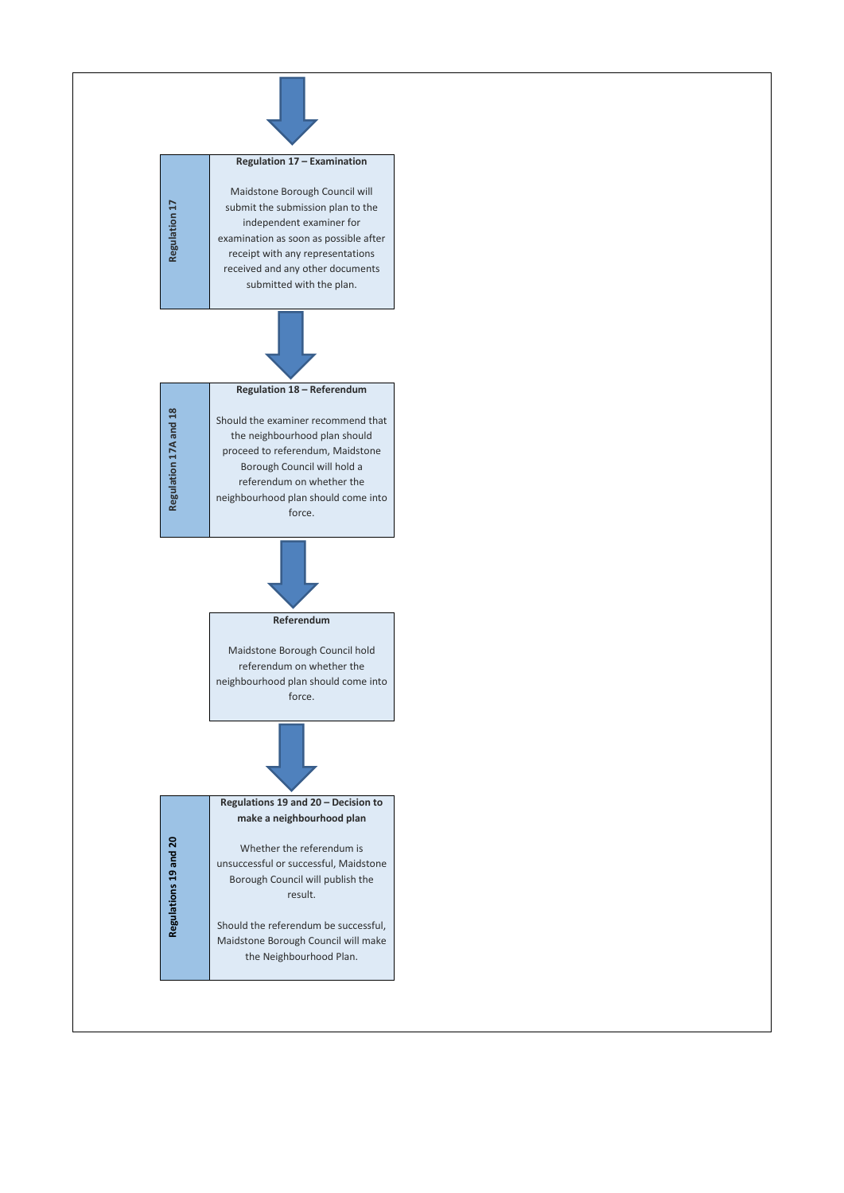**Regulation 17**

**Regulation 17 – Examination**

Maidstone Borough Council will submit the submission plan to the independent examiner for examination as soon as possible after receipt with any representations received and any other documents submitted with the plan.

**Regulation 17A and 18**

**Regulation 18 – Referendum**

Should the examiner recommend that the neighbourhood plan should proceed to referendum, Maidstone Borough Council will hold a referendum on whether the neighbourhood plan should come into force.

**Referendum**

Maidstone Borough Council hold referendum on whether the neighbourhood plan should come into force.

**Regulations 19 and 20**

**Regulations 19 and 20 – Decision to make a neighbourhood plan**

Whether the referendum is unsuccessful or successful, Maidstone Borough Council will publish the result.

Should the referendum be successful, Maidstone Borough Council will make the Neighbourhood Plan.